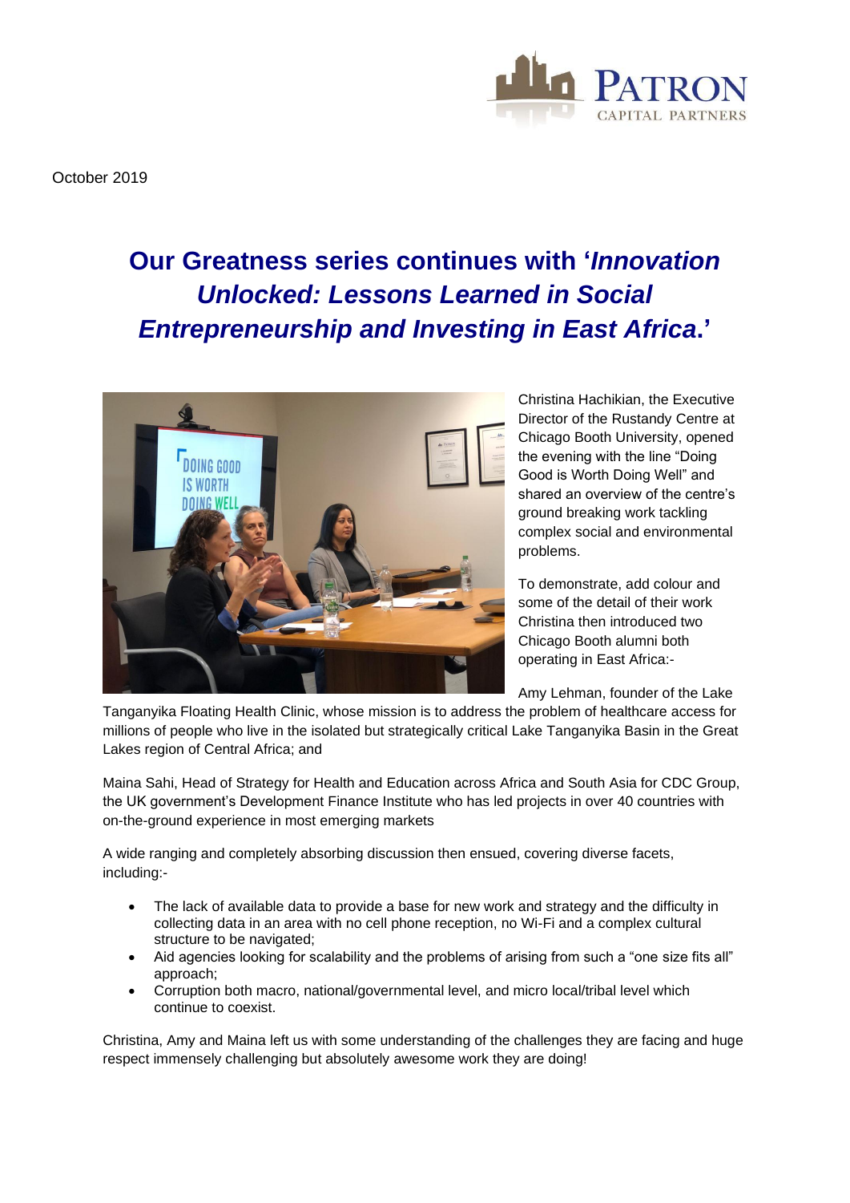October 2019

# Our Greatness series continues with '*Innovation Unlocked: Lessons Learned in Social Entrepreneurship and Investing in East Africa*.'

Christina Hachikian, the Executive Director of the Rustandy Centre at Chicago Booth University, opened the evening with the line "Doing Good is Worth Doing Well" and shared an overview of the centre's ground breaking work tackling complex social and environmental problems.

To demonstrate, add colour and some of the detail of their work Christina then introduced two Chicago Booth alumni both operating in East Africa:-

Amy Lehman, founder of the Lake Tanganyika Floating Health Clinic, whose mission is to address the problem of healthcare access for millions of people who live in the isolated but strategically critical Lake Tanganyika Basin in the Great Lakes region of Central Africa; and

Maina Sahi, Head of Strategy for Health and Education across Africa and South Asia for CDC Group, the UK government's Development Finance Institute who has led projects in over 40 countries with on-the-ground experience in most emerging markets

A wide ranging and completely absorbing discussion then ensued, covering diverse facets, including:-

- The lack of available data to provide a base for new work and strategy and the difficulty in collecting data in an area with no cell phone reception, no Wi-Fi and a complex cultural structure to be navigated;
- Aid agencies looking for scalability and the problems of arising from such a "one size fits all" approach;
- Corruption both macro, national/governmental level, and micro local/tribal level which continue to coexist.

Christina, Amy and Maina left us with some understanding of the challenges they are facing and huge respect immensely challenging but absolutely awesome work they are doing!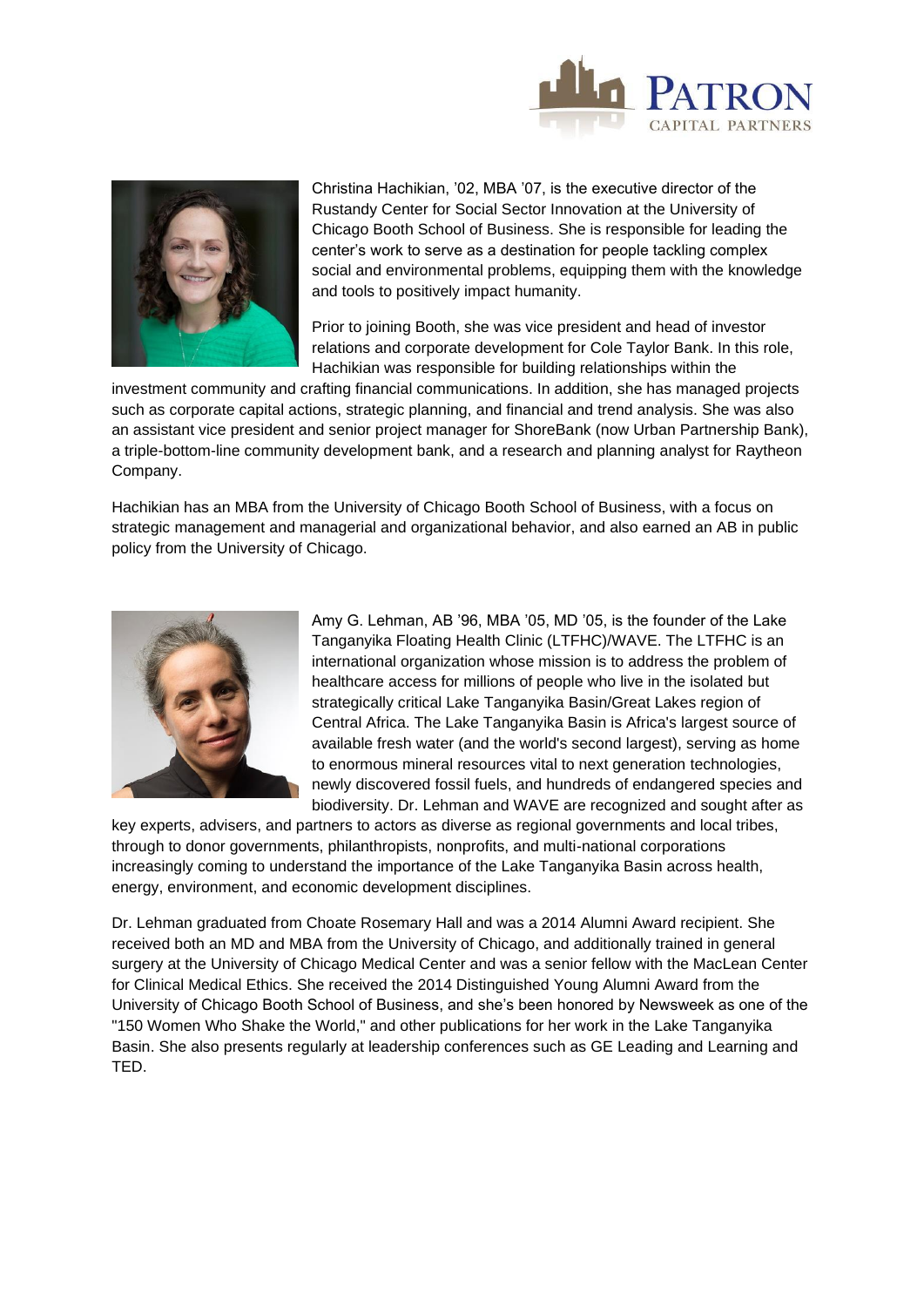Christina Hachikian, '02, MBA '07, is the executive director of the Rustandy Center for Social Sector Innovation at the University of Chicago Booth School of Business. She is responsible for leading the center's work to serve as a destination for people tackling complex social and environmental problems, equipping them with the knowledge and tools to positively impact humanity.

Prior to joining Booth, she was vice president and head of investor relations and corporate development for Cole Taylor Bank. In this role, Hachikian was responsible for building relationships within the investment community and crafting financial communications. In addition, she has managed projects such as corporate capital actions, strategic planning, and financial and trend analysis. She was also an assistant vice president and senior project manager for ShoreBank (now Urban Partnership Bank), a triple-bottom-line community development bank, and a research and planning analyst for Raytheon Company.

Hachikian has an MBA from the University of Chicago Booth School of Business, with a focus on strategic management and managerial and organizational behavior, and also earned an AB in public policy from the University of Chicago.

Amy G. Lehman, AB '96, MBA '05, MD '05, is the founder of the Lake Tanganyika Floating Health Clinic (LTFHC)/WAVE. The LTFHC is an international organization whose mission is to address the problem of healthcare access for millions of people who live in the isolated but strategically critical Lake Tanganyika Basin/Great Lakes region of Central Africa. The Lake Tanganyika Basin is Africa's largest source of available fresh water (and the world's second largest), serving as home to enormous mineral resources vital to next generation technologies, newly discovered fossil fuels, and hundreds of endangered species and biodiversity. Dr. Lehman and WAVE are recognized and sought after as key experts, advisers, and partners to actors as diverse as regional governments and local tribes, through to donor governments, philanthropists, nonprofits, and multi-national corporations increasingly coming to understand the importance of the Lake Tanganyika Basin across health, energy, environment, and economic development disciplines.

Dr. Lehman graduated from Choate Rosemary Hall and was a 2014 Alumni Award recipient. She received both an MD and MBA from the University of Chicago, and additionally trained in general surgery at the University of Chicago Medical Center and was a senior fellow with the MacLean Center for Clinical Medical Ethics. She received the 2014 Distinguished Young Alumni Award from the University of Chicago Booth School of Business, and she's been honored by Newsweek as one of the "150 Women Who Shake the World," and other publications for her work in the Lake Tanganyika Basin. She also presents regularly at leadership conferences such as GE Leading and Learning and TED.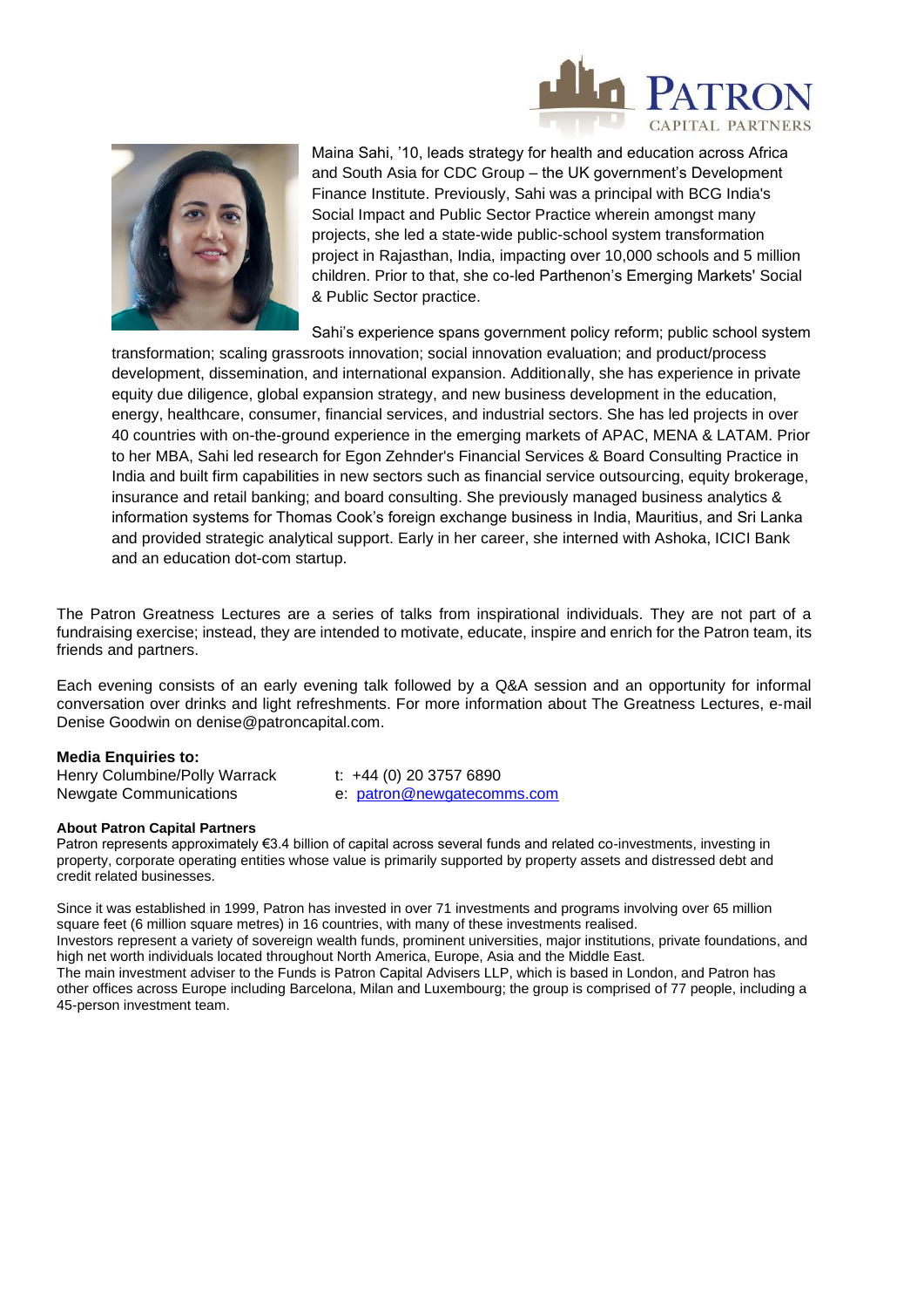Maina Sahi, '10, leads strategy for health and education across Africa and South Asia for CDC Group – the UK government's Development Finance Institute. Previously, Sahi was a principal with BCG India's Social Impact and Public Sector Practice wherein amongst many projects, she led a state-wide public-school system transformation project in Rajasthan, India, impacting over 10,000 schools and 5 million children. Prior to that, she co-led Parthenon's Emerging Markets' Social & Public Sector practice.

Sahi's experience spans government policy reform; public school system transformation; scaling grassroots innovation; social innovation evaluation; and product/process development, dissemination, and international expansion. Additionally, she has experience in private equity due diligence, global expansion strategy, and new business development in the education, energy, healthcare, consumer, financial services, and industrial sectors. She has led projects in over 40 countries with on-the-ground experience in the emerging markets of APAC, MENA & LATAM. Prior to her MBA, Sahi led research for Egon Zehnder's Financial Services & Board Consulting Practice in India and built firm capabilities in new sectors such as financial service outsourcing, equity brokerage, insurance and retail banking; and board consulting. She previously managed business analytics & information systems for Thomas Cook's foreign exchange business in India, Mauritius, and Sri Lanka and provided strategic analytical support. Early in her career, she interned with Ashoka, ICICI Bank and an education dot-com startup.

The Patron Greatness Lectures are a series of talks from inspirational individuals. They are not part of a fundraising exercise; instead, they are intended to motivate, educate, inspire and enrich for the Patron team, its friends and partners.

Each evening consists of an early evening talk followed by a Q&A session and an opportunity for informal conversation over drinks and light refreshments. For more information about The Greatness Lectures, e-mail Denise Goodwin on denise@patroncapital.com.

**Media Enquiries to:**

Henry Columbine/Polly Warrack — t: +44 (0) 20 3757 6890
Newgate Communications — e: patron@newgatecomms.com

**About Patron Capital Partners**

Patron represents approximately €3.4 billion of capital across several funds and related co-investments, investing in property, corporate operating entities whose value is primarily supported by property assets and distressed debt and credit related businesses.

Since it was established in 1999, Patron has invested in over 71 investments and programs involving over 65 million square feet (6 million square metres) in 16 countries, with many of these investments realised.
Investors represent a variety of sovereign wealth funds, prominent universities, major institutions, private foundations, and high net worth individuals located throughout North America, Europe, Asia and the Middle East.
The main investment adviser to the Funds is Patron Capital Advisers LLP, which is based in London, and Patron has other offices across Europe including Barcelona, Milan and Luxembourg; the group is comprised of 77 people, including a 45-person investment team.